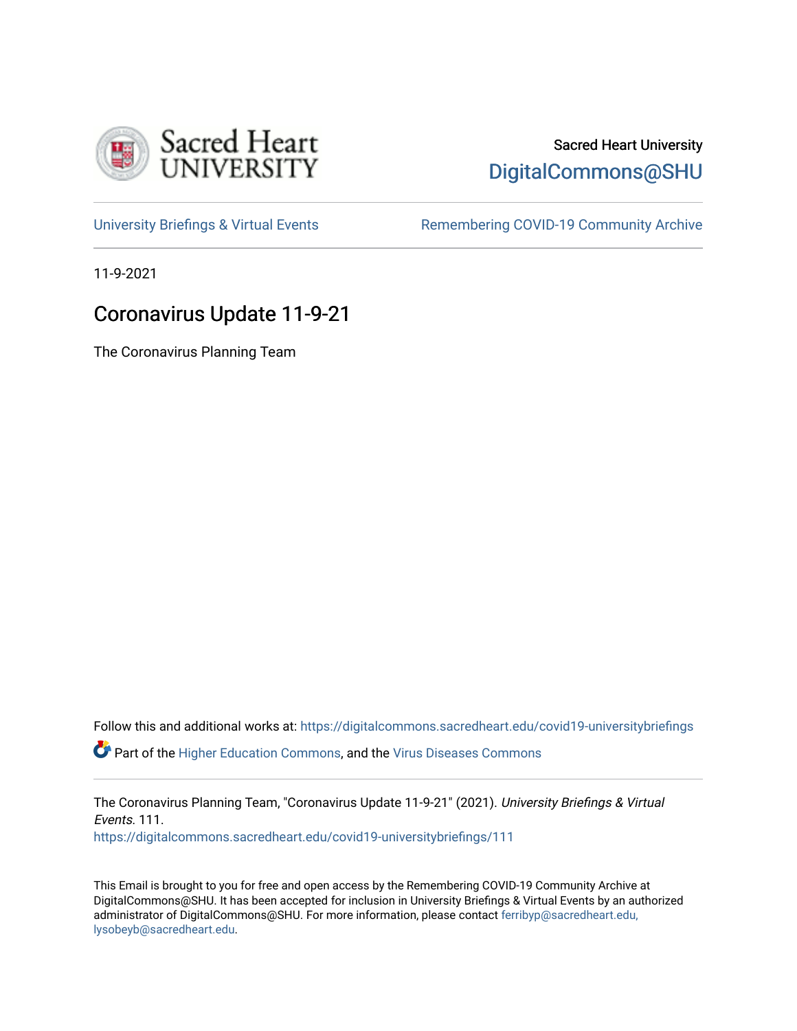Sacred Heart University

DigitalCommons@SHU

University Briefings & Virtual Events | Remembering COVID-19 Community Archive

11-9-2021

# Coronavirus Update 11-9-21

The Coronavirus Planning Team

Follow this and additional works at: https://digitalcommons.sacredheart.edu/covid19-universitybriefings

Part of the Higher Education Commons, and the Virus Diseases Commons

The Coronavirus Planning Team, "Coronavirus Update 11-9-21" (2021). *University Briefings & Virtual Events*. 111.
https://digitalcommons.sacredheart.edu/covid19-universitybriefings/111

This Email is brought to you for free and open access by the Remembering COVID-19 Community Archive at DigitalCommons@SHU. It has been accepted for inclusion in University Briefings & Virtual Events by an authorized administrator of DigitalCommons@SHU. For more information, please contact ferribyp@sacredheart.edu, lysobeyb@sacredheart.edu.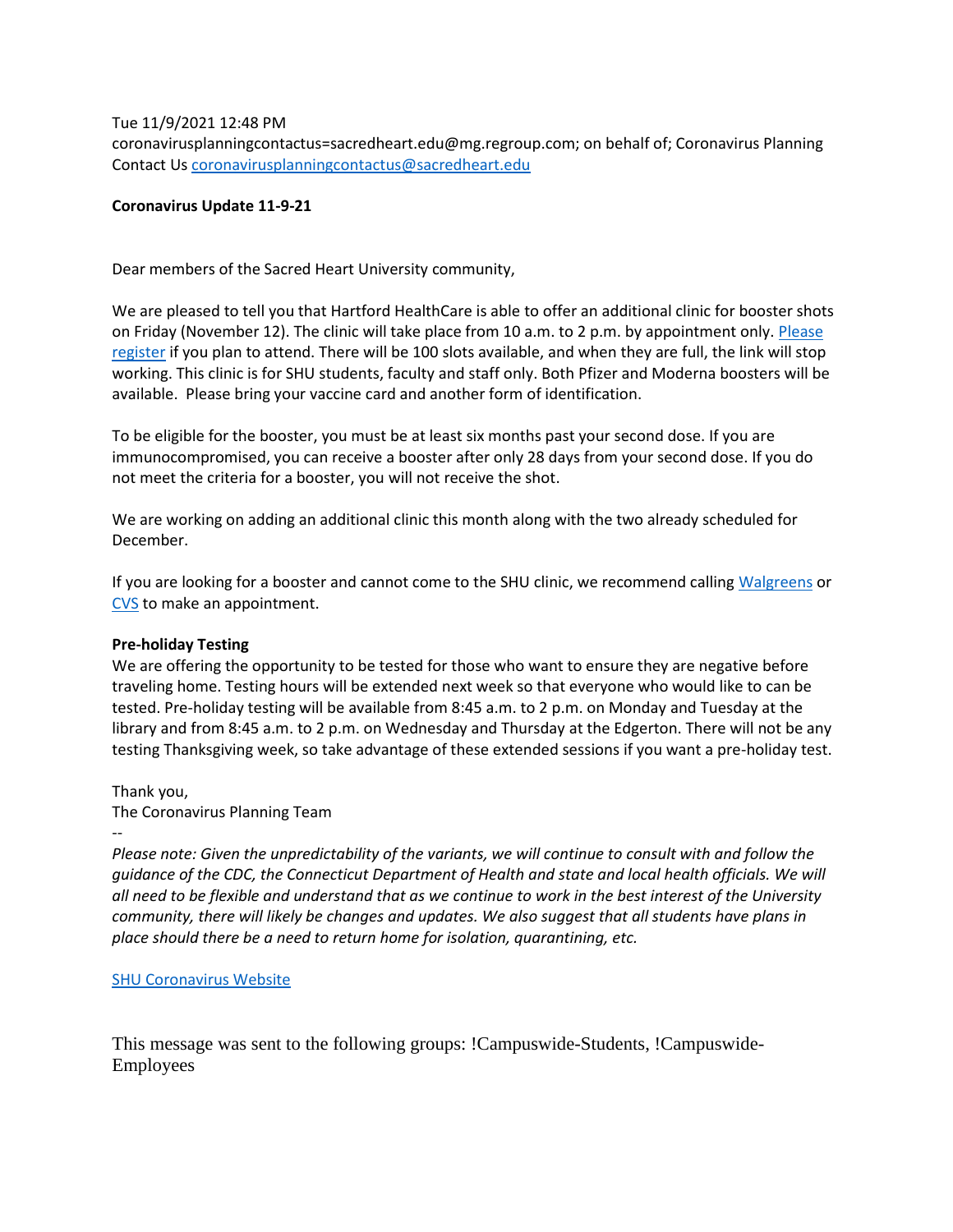Tue 11/9/2021 12:48 PM
coronavirusplanningcontactus=sacredheart.edu@mg.regroup.com; on behalf of; Coronavirus Planning Contact Us coronavirusplanningcontactus@sacredheart.edu

**Coronavirus Update 11-9-21**

Dear members of the Sacred Heart University community,

We are pleased to tell you that Hartford HealthCare is able to offer an additional clinic for booster shots on Friday (November 12). The clinic will take place from 10 a.m. to 2 p.m. by appointment only. Please register if you plan to attend. There will be 100 slots available, and when they are full, the link will stop working. This clinic is for SHU students, faculty and staff only. Both Pfizer and Moderna boosters will be available. Please bring your vaccine card and another form of identification.

To be eligible for the booster, you must be at least six months past your second dose. If you are immunocompromised, you can receive a booster after only 28 days from your second dose. If you do not meet the criteria for a booster, you will not receive the shot.

We are working on adding an additional clinic this month along with the two already scheduled for December.

If you are looking for a booster and cannot come to the SHU clinic, we recommend calling Walgreens or CVS to make an appointment.

**Pre-holiday Testing**
We are offering the opportunity to be tested for those who want to ensure they are negative before traveling home. Testing hours will be extended next week so that everyone who would like to can be tested. Pre-holiday testing will be available from 8:45 a.m. to 2 p.m. on Monday and Tuesday at the library and from 8:45 a.m. to 2 p.m. on Wednesday and Thursday at the Edgerton. There will not be any testing Thanksgiving week, so take advantage of these extended sessions if you want a pre-holiday test.

Thank you,
The Coronavirus Planning Team
--
*Please note: Given the unpredictability of the variants, we will continue to consult with and follow the guidance of the CDC, the Connecticut Department of Health and state and local health officials. We will all need to be flexible and understand that as we continue to work in the best interest of the University community, there will likely be changes and updates. We also suggest that all students have plans in place should there be a need to return home for isolation, quarantining, etc.*

SHU Coronavirus Website

This message was sent to the following groups: !Campuswide-Students, !Campuswide-Employees